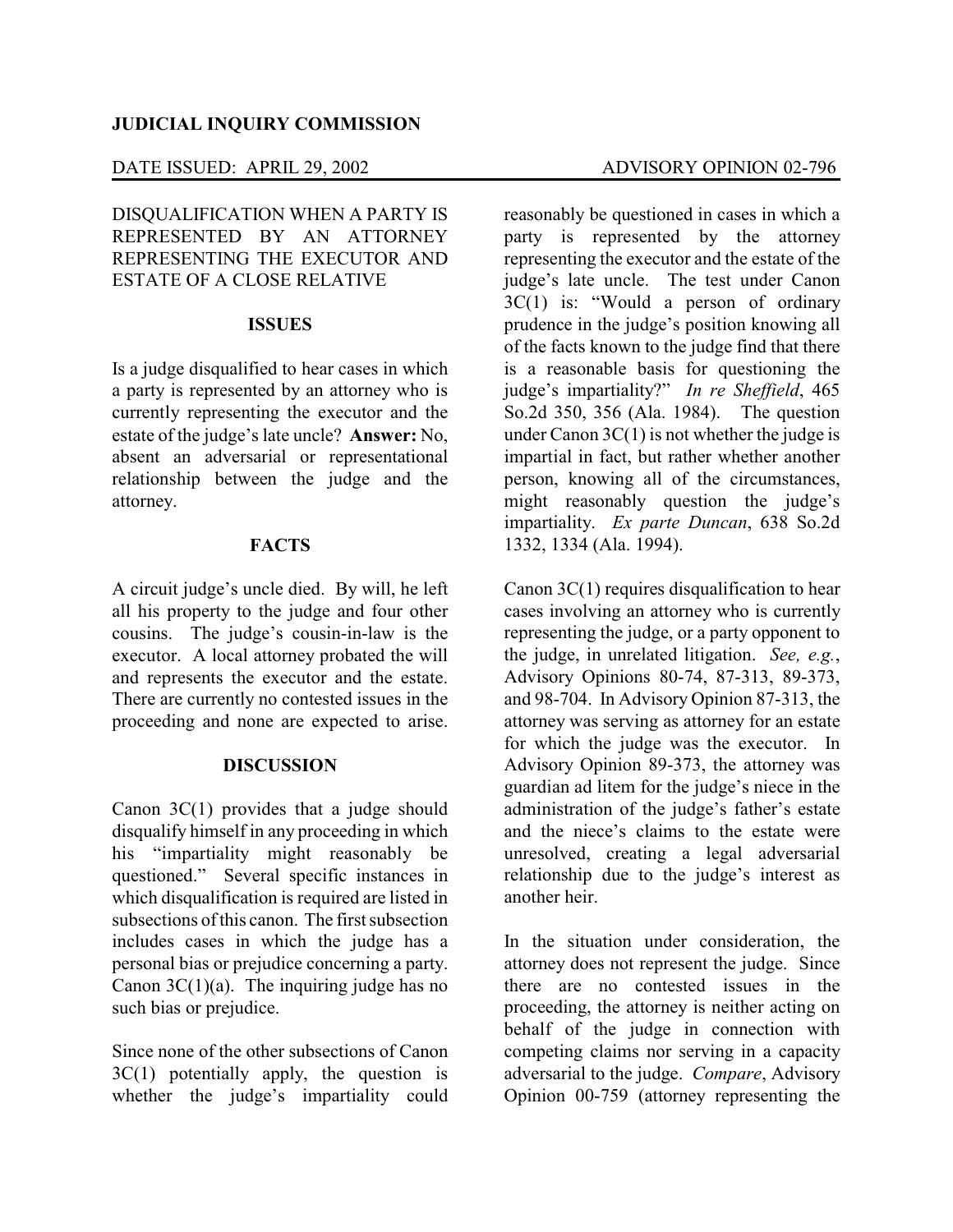**JUDICIAL INQUIRY COMMISSION**

DATE ISSUED: APRIL 29, 2002 ADVISORY OPINION 02-796

DISQUALIFICATION WHEN A PARTY IS REPRESENTED BY AN ATTORNEY REPRESENTING THE EXECUTOR AND ESTATE OF A CLOSE RELATIVE

**ISSUES**

Is a judge disqualified to hear cases in which a party is represented by an attorney who is currently representing the executor and the estate of the judge's late uncle? **Answer:** No, absent an adversarial or representational relationship between the judge and the attorney.

**FACTS**

A circuit judge's uncle died. By will, he left all his property to the judge and four other cousins. The judge's cousin-in-law is the executor. A local attorney probated the will and represents the executor and the estate. There are currently no contested issues in the proceeding and none are expected to arise.

**DISCUSSION**

Canon 3C(1) provides that a judge should disqualify himself in any proceeding in which his "impartiality might reasonably be questioned." Several specific instances in which disqualification is required are listed in subsections of this canon. The first subsection includes cases in which the judge has a personal bias or prejudice concerning a party. Canon 3C(1)(a). The inquiring judge has no such bias or prejudice.

Since none of the other subsections of Canon 3C(1) potentially apply, the question is whether the judge's impartiality could reasonably be questioned in cases in which a party is represented by the attorney representing the executor and the estate of the judge's late uncle. The test under Canon 3C(1) is: "Would a person of ordinary prudence in the judge's position knowing all of the facts known to the judge find that there is a reasonable basis for questioning the judge's impartiality?" *In re Sheffield*, 465 So.2d 350, 356 (Ala. 1984). The question under Canon 3C(1) is not whether the judge is impartial in fact, but rather whether another person, knowing all of the circumstances, might reasonably question the judge's impartiality. *Ex parte Duncan*, 638 So.2d 1332, 1334 (Ala. 1994).

Canon 3C(1) requires disqualification to hear cases involving an attorney who is currently representing the judge, or a party opponent to the judge, in unrelated litigation. *See, e.g.*, Advisory Opinions 80-74, 87-313, 89-373, and 98-704. In Advisory Opinion 87-313, the attorney was serving as attorney for an estate for which the judge was the executor. In Advisory Opinion 89-373, the attorney was guardian ad litem for the judge's niece in the administration of the judge's father's estate and the niece's claims to the estate were unresolved, creating a legal adversarial relationship due to the judge's interest as another heir.

In the situation under consideration, the attorney does not represent the judge. Since there are no contested issues in the proceeding, the attorney is neither acting on behalf of the judge in connection with competing claims nor serving in a capacity adversarial to the judge. *Compare*, Advisory Opinion 00-759 (attorney representing the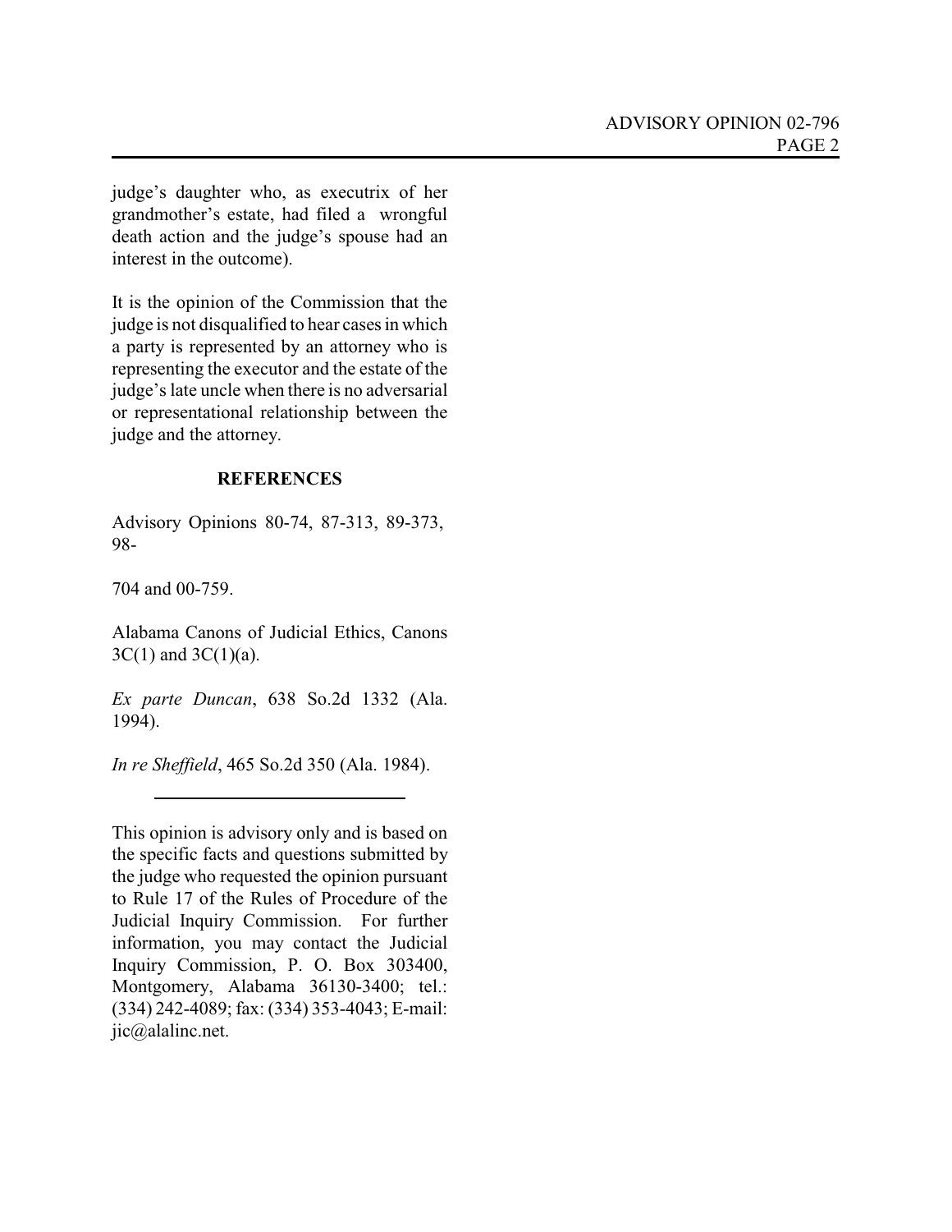judge's daughter who, as executrix of her grandmother's estate, had filed a wrongful death action and the judge's spouse had an interest in the outcome).

It is the opinion of the Commission that the judge is not disqualified to hear cases in which a party is represented by an attorney who is representing the executor and the estate of the judge's late uncle when there is no adversarial or representational relationship between the judge and the attorney.

**REFERENCES**

Advisory Opinions 80-74, 87-313, 89-373, 98-704 and 00-759.

Alabama Canons of Judicial Ethics, Canons 3C(1) and 3C(1)(a).

*Ex parte Duncan*, 638 So.2d 1332 (Ala. 1994).

*In re Sheffield*, 465 So.2d 350 (Ala. 1984).

---

This opinion is advisory only and is based on the specific facts and questions submitted by the judge who requested the opinion pursuant to Rule 17 of the Rules of Procedure of the Judicial Inquiry Commission. For further information, you may contact the Judicial Inquiry Commission, P. O. Box 303400, Montgomery, Alabama 36130-3400; tel.: (334) 242-4089; fax: (334) 353-4043; E-mail: jic@alalinc.net.